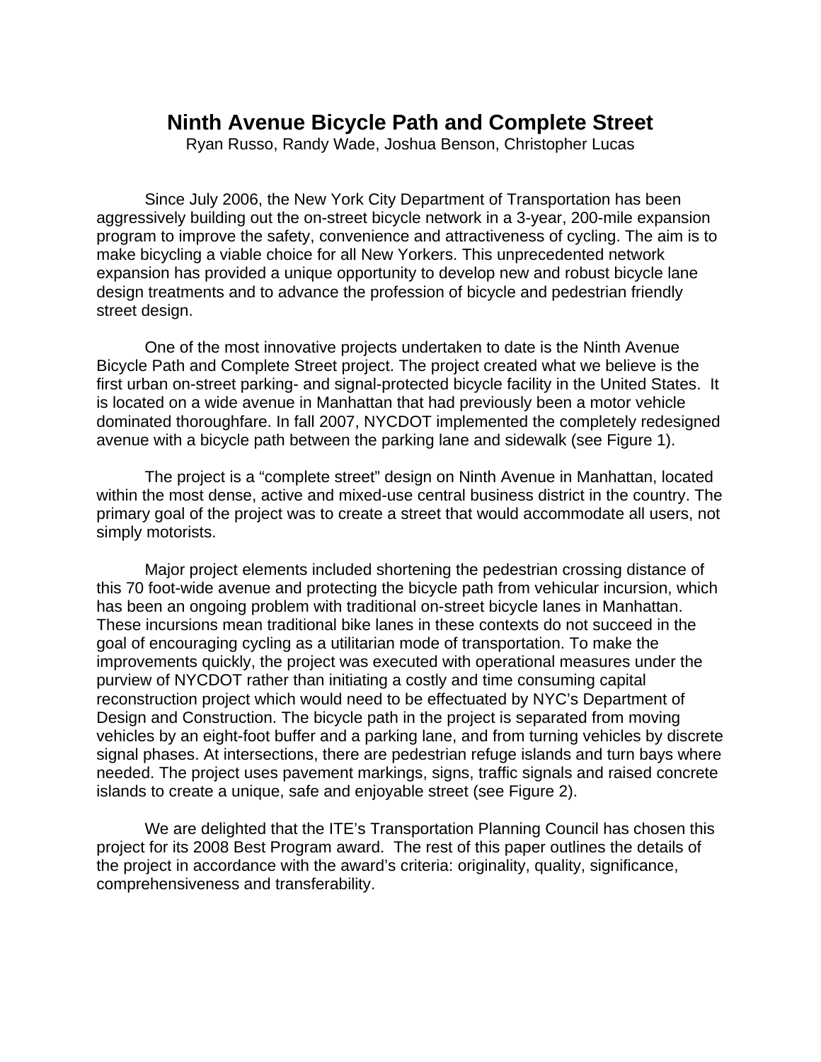# Ninth Avenue Bicycle Path and Complete Street

Ryan Russo, Randy Wade, Joshua Benson, Christopher Lucas

Since July 2006, the New York City Department of Transportation has been aggressively building out the on-street bicycle network in a 3-year, 200-mile expansion program to improve the safety, convenience and attractiveness of cycling. The aim is to make bicycling a viable choice for all New Yorkers. This unprecedented network expansion has provided a unique opportunity to develop new and robust bicycle lane design treatments and to advance the profession of bicycle and pedestrian friendly street design.

One of the most innovative projects undertaken to date is the Ninth Avenue Bicycle Path and Complete Street project. The project created what we believe is the first urban on-street parking- and signal-protected bicycle facility in the United States. It is located on a wide avenue in Manhattan that had previously been a motor vehicle dominated thoroughfare. In fall 2007, NYCDOT implemented the completely redesigned avenue with a bicycle path between the parking lane and sidewalk (see Figure 1).

The project is a "complete street" design on Ninth Avenue in Manhattan, located within the most dense, active and mixed-use central business district in the country. The primary goal of the project was to create a street that would accommodate all users, not simply motorists.

Major project elements included shortening the pedestrian crossing distance of this 70 foot-wide avenue and protecting the bicycle path from vehicular incursion, which has been an ongoing problem with traditional on-street bicycle lanes in Manhattan. These incursions mean traditional bike lanes in these contexts do not succeed in the goal of encouraging cycling as a utilitarian mode of transportation. To make the improvements quickly, the project was executed with operational measures under the purview of NYCDOT rather than initiating a costly and time consuming capital reconstruction project which would need to be effectuated by NYC's Department of Design and Construction. The bicycle path in the project is separated from moving vehicles by an eight-foot buffer and a parking lane, and from turning vehicles by discrete signal phases. At intersections, there are pedestrian refuge islands and turn bays where needed. The project uses pavement markings, signs, traffic signals and raised concrete islands to create a unique, safe and enjoyable street (see Figure 2).

We are delighted that the ITE's Transportation Planning Council has chosen this project for its 2008 Best Program award. The rest of this paper outlines the details of the project in accordance with the award's criteria: originality, quality, significance, comprehensiveness and transferability.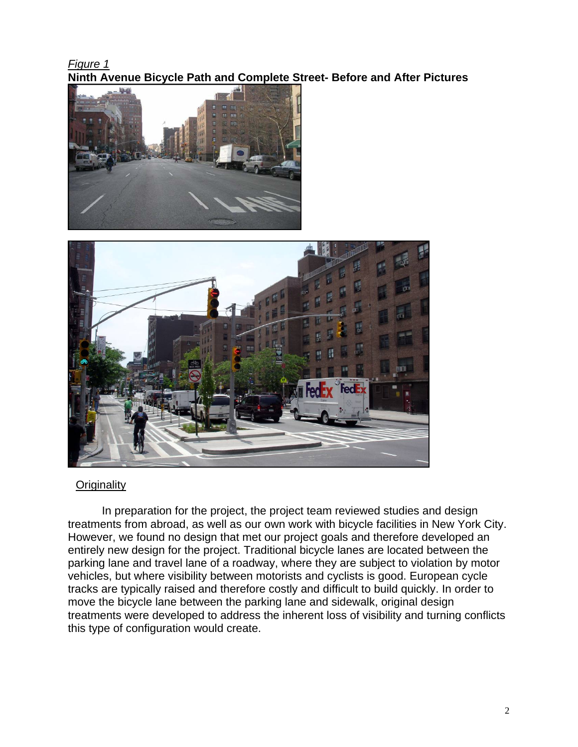*Figure 1*
**Ninth Avenue Bicycle Path and Complete Street- Before and After Pictures**

## Originality

In preparation for the project, the project team reviewed studies and design treatments from abroad, as well as our own work with bicycle facilities in New York City. However, we found no design that met our project goals and therefore developed an entirely new design for the project. Traditional bicycle lanes are located between the parking lane and travel lane of a roadway, where they are subject to violation by motor vehicles, but where visibility between motorists and cyclists is good. European cycle tracks are typically raised and therefore costly and difficult to build quickly. In order to move the bicycle lane between the parking lane and sidewalk, original design treatments were developed to address the inherent loss of visibility and turning conflicts this type of configuration would create.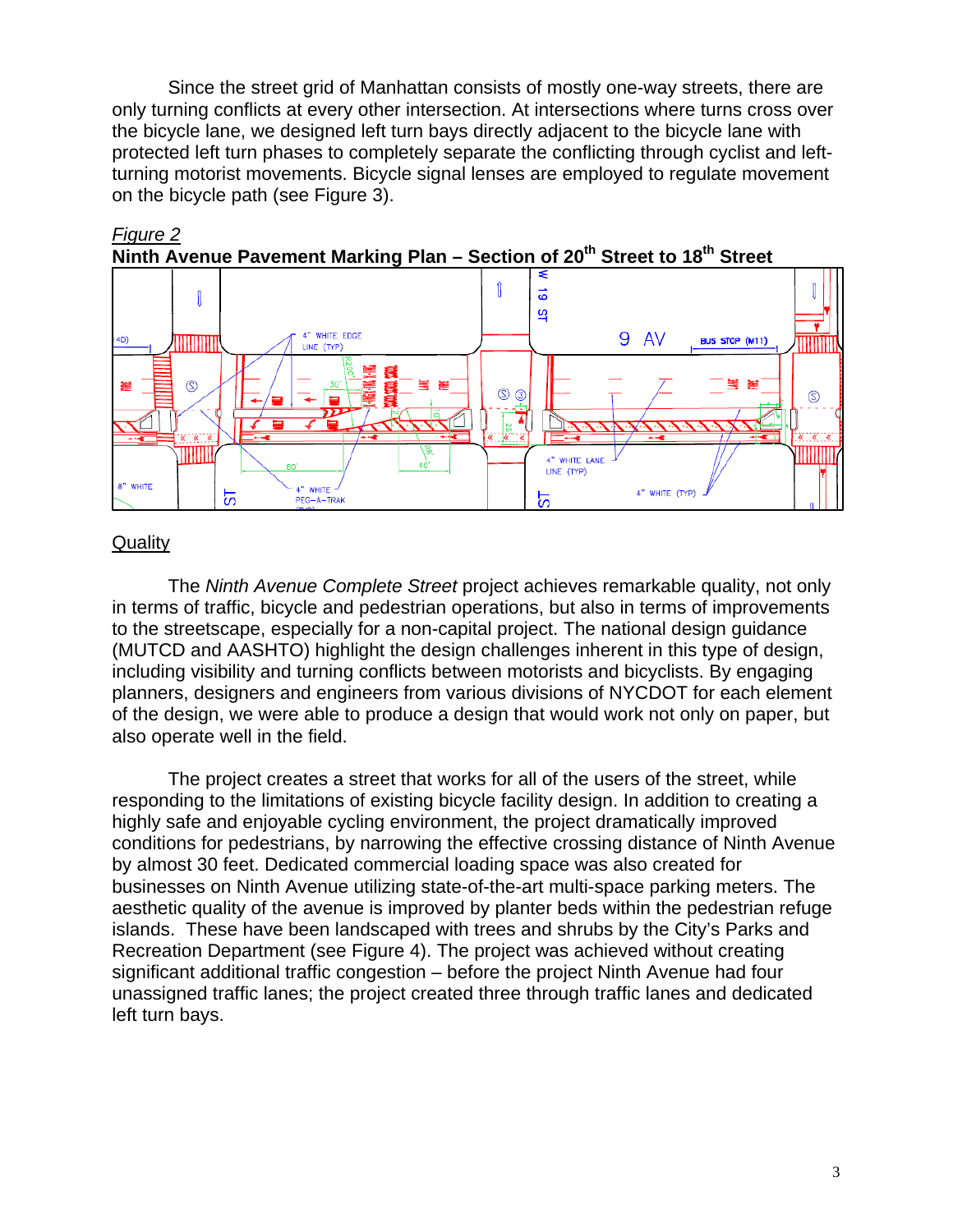Since the street grid of Manhattan consists of mostly one-way streets, there are only turning conflicts at every other intersection. At intersections where turns cross over the bicycle lane, we designed left turn bays directly adjacent to the bicycle lane with protected left turn phases to completely separate the conflicting through cyclist and left-turning motorist movements. Bicycle signal lenses are employed to regulate movement on the bicycle path (see Figure 3).

*Figure 2*

**Ninth Avenue Pavement Marking Plan – Section of 20th Street to 18th Street**

W 19 ST

9 AV

BUS STOP (M11)

4" WHITE EDGE LINE (TYP)

30'

80'

40'

4" WHITE PEG–A–TRAK

8" WHITE

4" WHITE LANE LINE (TYP)

4" WHITE (TYP)

ST

ST

## Quality

The *Ninth Avenue Complete Street* project achieves remarkable quality, not only in terms of traffic, bicycle and pedestrian operations, but also in terms of improvements to the streetscape, especially for a non-capital project. The national design guidance (MUTCD and AASHTO) highlight the design challenges inherent in this type of design, including visibility and turning conflicts between motorists and bicyclists. By engaging planners, designers and engineers from various divisions of NYCDOT for each element of the design, we were able to produce a design that would work not only on paper, but also operate well in the field.

The project creates a street that works for all of the users of the street, while responding to the limitations of existing bicycle facility design. In addition to creating a highly safe and enjoyable cycling environment, the project dramatically improved conditions for pedestrians, by narrowing the effective crossing distance of Ninth Avenue by almost 30 feet. Dedicated commercial loading space was also created for businesses on Ninth Avenue utilizing state-of-the-art multi-space parking meters. The aesthetic quality of the avenue is improved by planter beds within the pedestrian refuge islands. These have been landscaped with trees and shrubs by the City's Parks and Recreation Department (see Figure 4). The project was achieved without creating significant additional traffic congestion – before the project Ninth Avenue had four unassigned traffic lanes; the project created three through traffic lanes and dedicated left turn bays.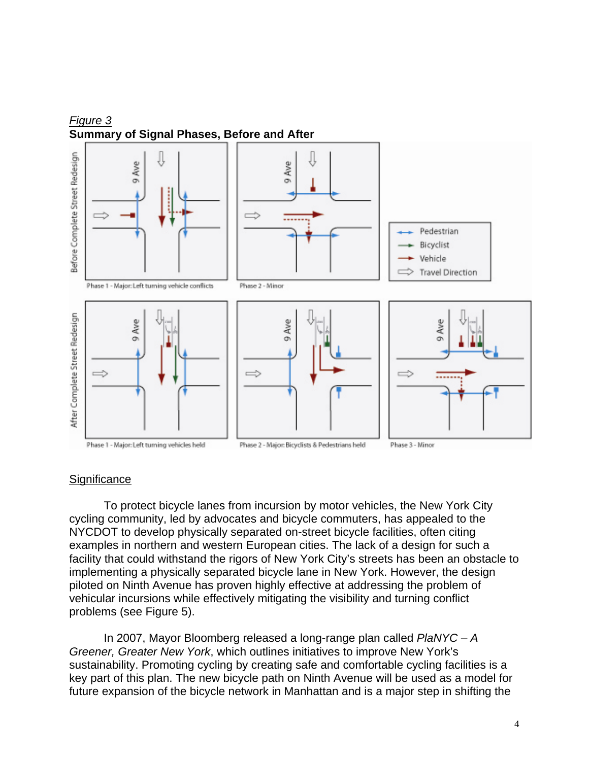*Figure 3*

**Summary of Signal Phases, Before and After**

Before Complete Street Redesign

9 Ave

Phase 1 - Major: Left turning vehicle conflicts

Phase 2 - Minor

Pedestrian

Bicyclist

Vehicle

Travel Direction

After Complete Street Redesign

Phase 1 - Major: Left turning vehicles held

Phase 2 - Major: Bicyclists & Pedestrians held

Phase 3 - Minor

Significance

To protect bicycle lanes from incursion by motor vehicles, the New York City cycling community, led by advocates and bicycle commuters, has appealed to the NYCDOT to develop physically separated on-street bicycle facilities, often citing examples in northern and western European cities. The lack of a design for such a facility that could withstand the rigors of New York City's streets has been an obstacle to implementing a physically separated bicycle lane in New York. However, the design piloted on Ninth Avenue has proven highly effective at addressing the problem of vehicular incursions while effectively mitigating the visibility and turning conflict problems (see Figure 5).

In 2007, Mayor Bloomberg released a long-range plan called *PlaNYC – A Greener, Greater New York*, which outlines initiatives to improve New York's sustainability. Promoting cycling by creating safe and comfortable cycling facilities is a key part of this plan. The new bicycle path on Ninth Avenue will be used as a model for future expansion of the bicycle network in Manhattan and is a major step in shifting the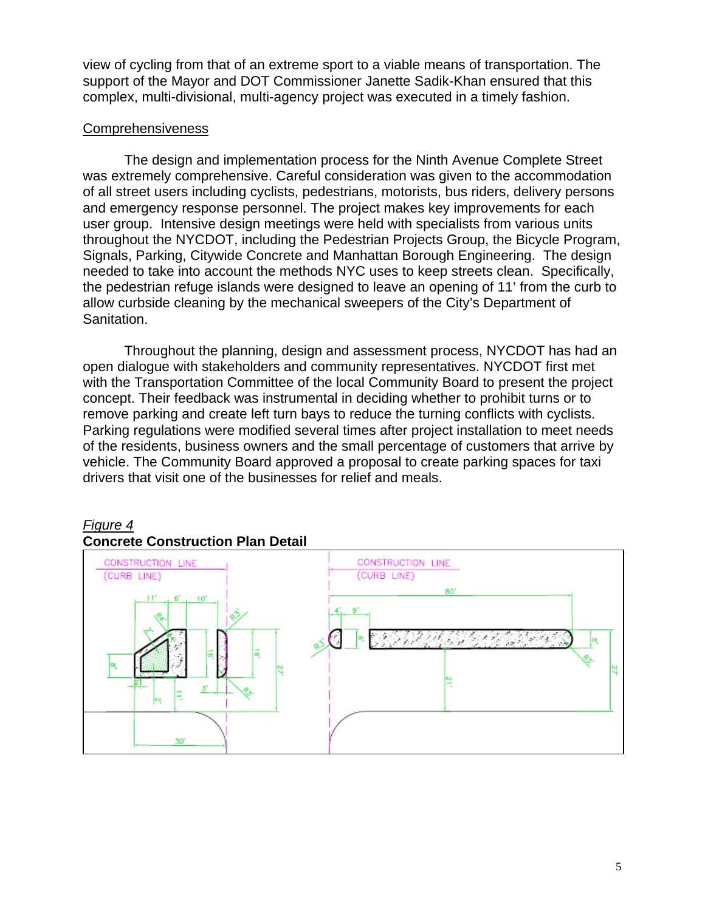view of cycling from that of an extreme sport to a viable means of transportation. The support of the Mayor and DOT Commissioner Janette Sadik-Khan ensured that this complex, multi-divisional, multi-agency project was executed in a timely fashion.

## Comprehensiveness

The design and implementation process for the Ninth Avenue Complete Street was extremely comprehensive. Careful consideration was given to the accommodation of all street users including cyclists, pedestrians, motorists, bus riders, delivery persons and emergency response personnel. The project makes key improvements for each user group. Intensive design meetings were held with specialists from various units throughout the NYCDOT, including the Pedestrian Projects Group, the Bicycle Program, Signals, Parking, Citywide Concrete and Manhattan Borough Engineering. The design needed to take into account the methods NYC uses to keep streets clean. Specifically, the pedestrian refuge islands were designed to leave an opening of 11' from the curb to allow curbside cleaning by the mechanical sweepers of the City's Department of Sanitation.

Throughout the planning, design and assessment process, NYCDOT has had an open dialogue with stakeholders and community representatives. NYCDOT first met with the Transportation Committee of the local Community Board to present the project concept. Their feedback was instrumental in deciding whether to prohibit turns or to remove parking and create left turn bays to reduce the turning conflicts with cyclists. Parking regulations were modified several times after project installation to meet needs of the residents, business owners and the small percentage of customers that arrive by vehicle. The Community Board approved a proposal to create parking spaces for taxi drivers that visit one of the businesses for relief and meals.

*Figure 4*

**Concrete Construction Plan Detail**

CONSTRUCTION LINE (CURB LINE)

11' 6' 10' R4' R3' 2' 8' 16' 16' 27' 2' 2' 11' 3' R3' 30'

CONSTRUCTION LINE (CURB LINE)

80' 4' 9' R3' 6' 6' R3' 21' 27'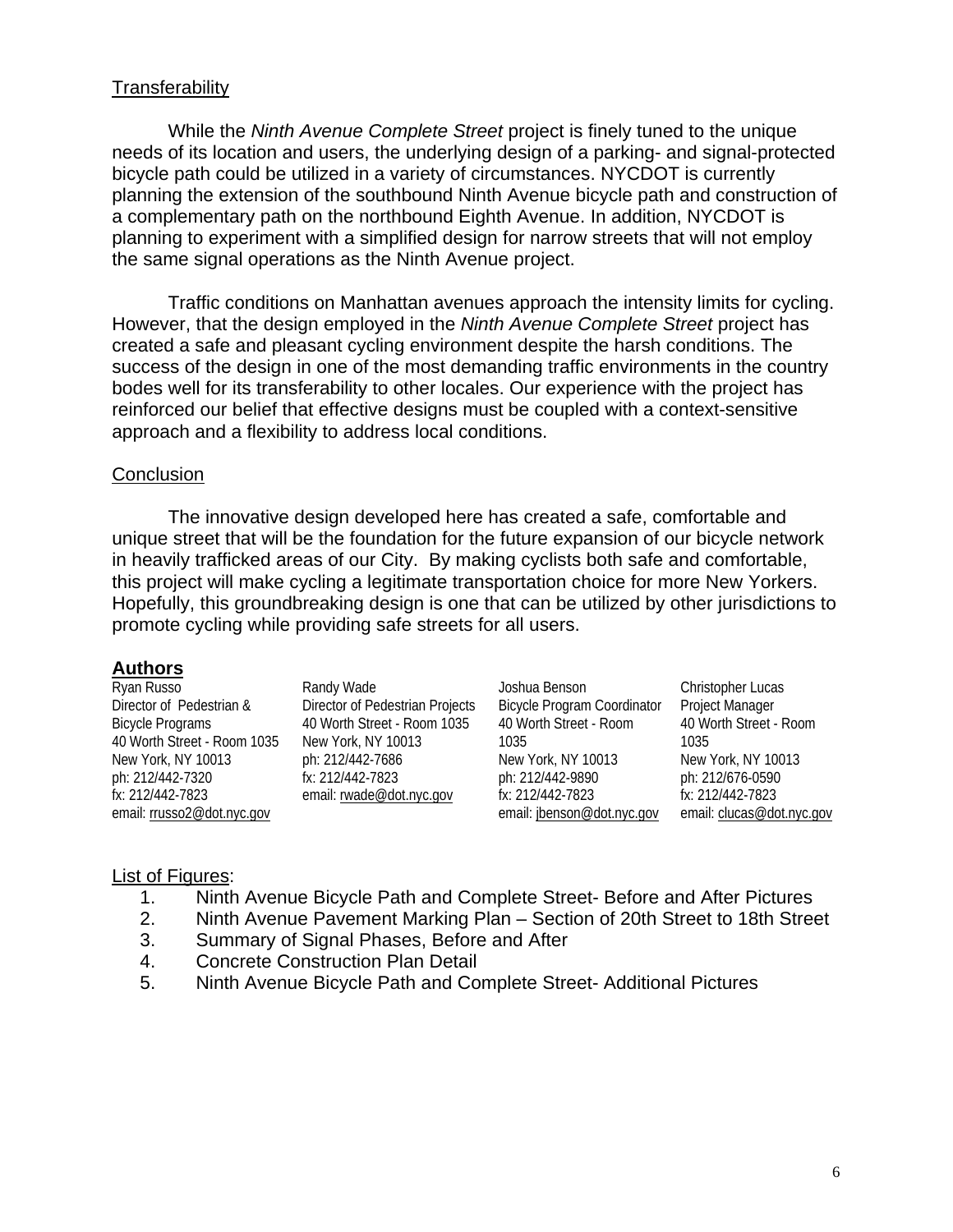## Transferability

While the *Ninth Avenue Complete Street* project is finely tuned to the unique needs of its location and users, the underlying design of a parking- and signal-protected bicycle path could be utilized in a variety of circumstances. NYCDOT is currently planning the extension of the southbound Ninth Avenue bicycle path and construction of a complementary path on the northbound Eighth Avenue. In addition, NYCDOT is planning to experiment with a simplified design for narrow streets that will not employ the same signal operations as the Ninth Avenue project.

Traffic conditions on Manhattan avenues approach the intensity limits for cycling. However, that the design employed in the *Ninth Avenue Complete Street* project has created a safe and pleasant cycling environment despite the harsh conditions. The success of the design in one of the most demanding traffic environments in the country bodes well for its transferability to other locales. Our experience with the project has reinforced our belief that effective designs must be coupled with a context-sensitive approach and a flexibility to address local conditions.

## Conclusion

The innovative design developed here has created a safe, comfortable and unique street that will be the foundation for the future expansion of our bicycle network in heavily trafficked areas of our City. By making cyclists both safe and comfortable, this project will make cycling a legitimate transportation choice for more New Yorkers. Hopefully, this groundbreaking design is one that can be utilized by other jurisdictions to promote cycling while providing safe streets for all users.

## Authors

Ryan Russo
Director of Pedestrian & Bicycle Programs
40 Worth Street - Room 1035
New York, NY 10013
ph: 212/442-7320
fx: 212/442-7823
email: rrusso2@dot.nyc.gov

Randy Wade
Director of Pedestrian Projects
40 Worth Street - Room 1035
New York, NY 10013
ph: 212/442-7686
fx: 212/442-7823
email: rwade@dot.nyc.gov

Joshua Benson
Bicycle Program Coordinator
40 Worth Street - Room 1035
New York, NY 10013
ph: 212/442-9890
fx: 212/442-7823
email: jbenson@dot.nyc.gov

Christopher Lucas
Project Manager
40 Worth Street - Room 1035
New York, NY 10013
ph: 212/676-0590
fx: 212/442-7823
email: clucas@dot.nyc.gov

## List of Figures:

1. Ninth Avenue Bicycle Path and Complete Street- Before and After Pictures
2. Ninth Avenue Pavement Marking Plan – Section of 20th Street to 18th Street
3. Summary of Signal Phases, Before and After
4. Concrete Construction Plan Detail
5. Ninth Avenue Bicycle Path and Complete Street- Additional Pictures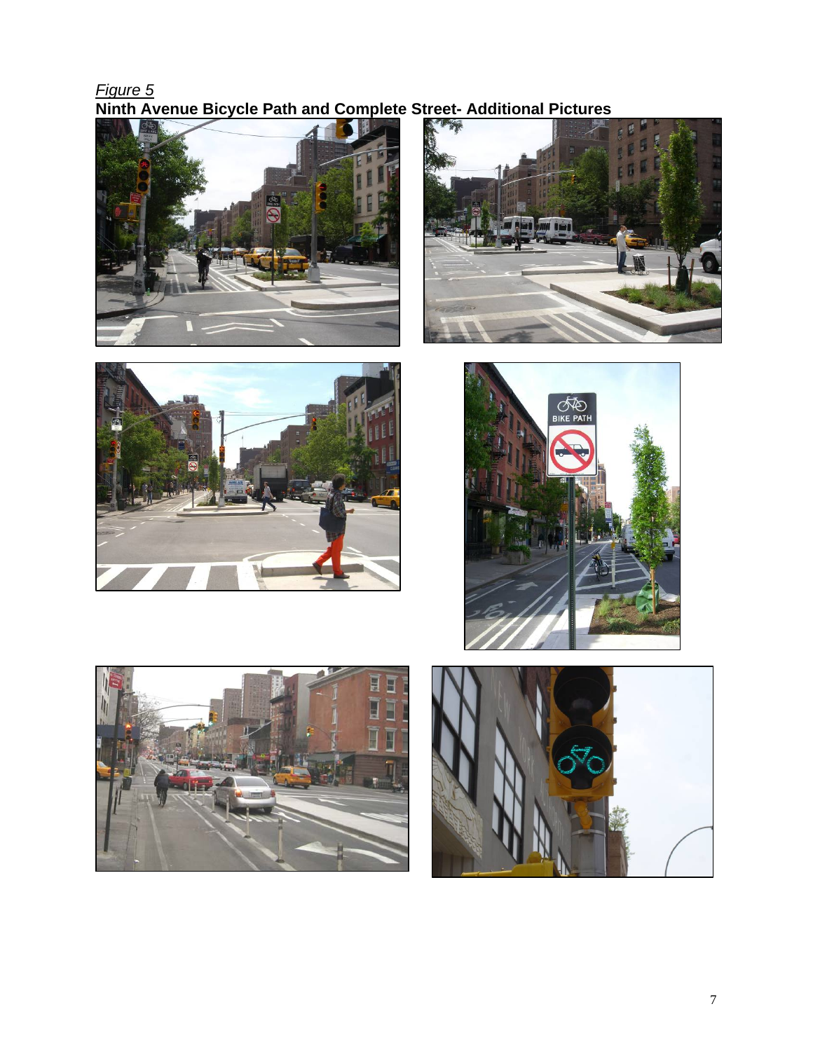*Figure 5*
**Ninth Avenue Bicycle Path and Complete Street- Additional Pictures**